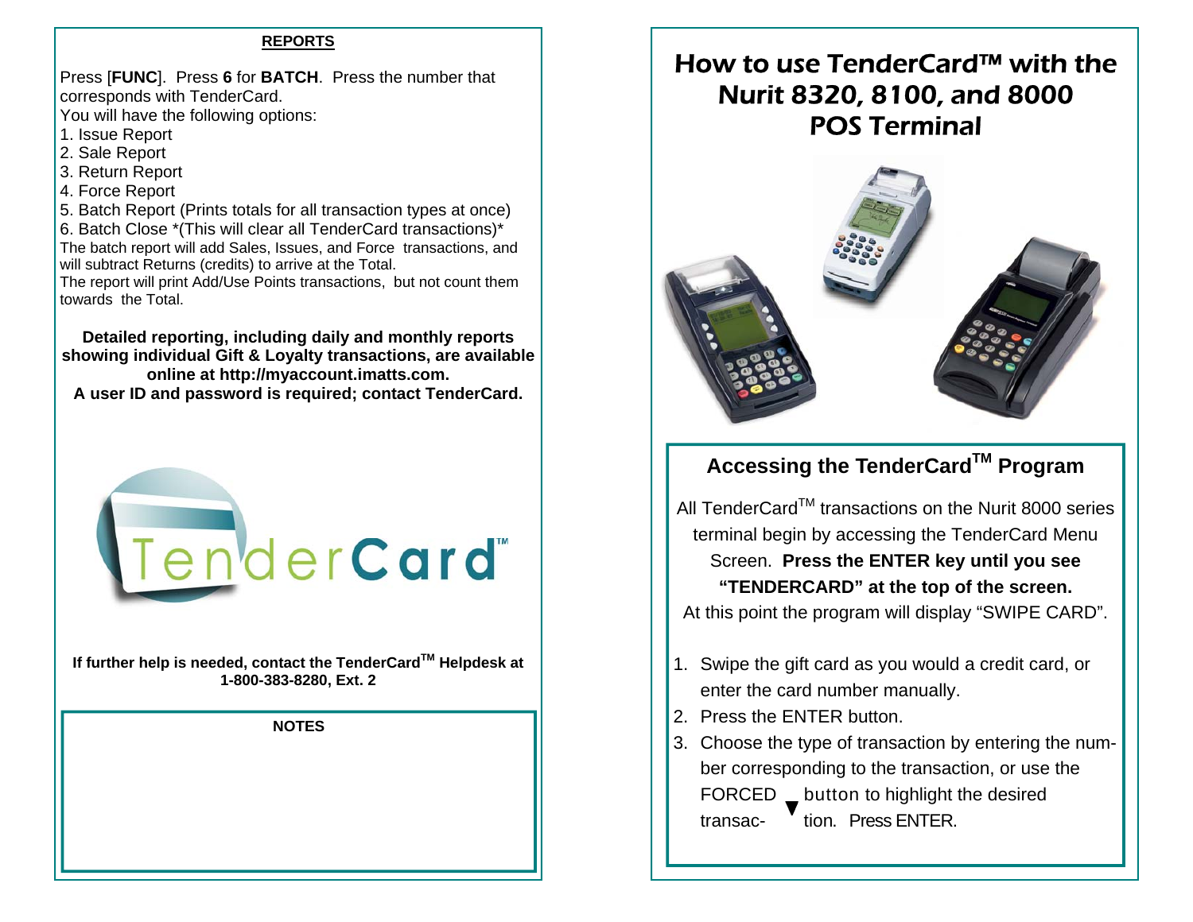## REPORTS

Press [**FUNC**]. Press **6** for **BATCH**. Press the number that corresponds with TenderCard.
You will have the following options:

1. Issue Report
2. Sale Report
3. Return Report
4. Force Report
5. Batch Report (Prints totals for all transaction types at once)
6. Batch Close *(This will clear all TenderCard transactions)*

The batch report will add Sales, Issues, and Force transactions, and will subtract Returns (credits) to arrive at the Total.
The report will print Add/Use Points transactions, but not count them towards the Total.

**Detailed reporting, including daily and monthly reports showing individual Gift & Loyalty transactions, are available online at http://myaccount.imatts.com.**
**A user ID and password is required; contact TenderCard.**

TenderCard™

**If further help is needed, contact the TenderCard™ Helpdesk at 1-800-383-8280, Ext. 2**

**NOTES**

# How to use TenderCard™ with the Nurit 8320, 8100, and 8000 POS Terminal

## Accessing the TenderCard™ Program

All TenderCard™ transactions on the Nurit 8000 series terminal begin by accessing the TenderCard Menu Screen. **Press the ENTER key until you see "TENDERCARD" at the top of the screen.** At this point the program will display "SWIPE CARD".

1. Swipe the gift card as you would a credit card, or enter the card number manually.
2. Press the ENTER button.
3. Choose the type of transaction by entering the number corresponding to the transaction, or use the FORCED ▼ button to highlight the desired transaction. Press ENTER.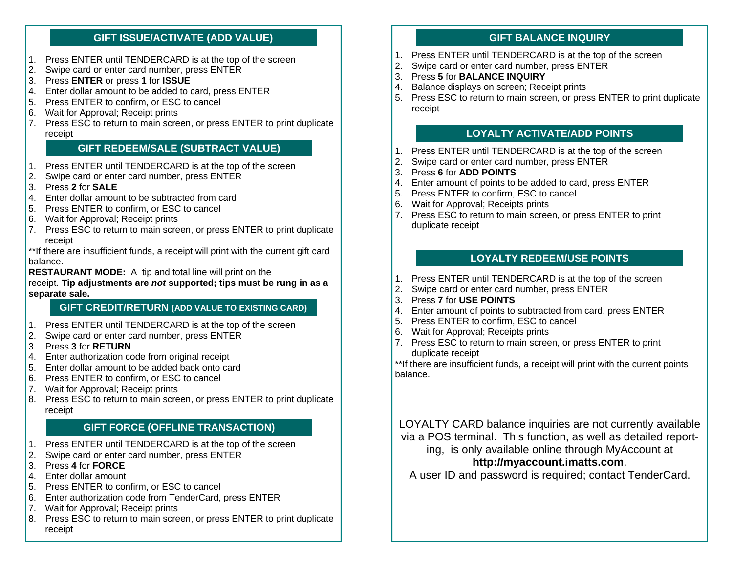## GIFT ISSUE/ACTIVATE (ADD VALUE)

1. Press ENTER until TENDERCARD is at the top of the screen
2. Swipe card or enter card number, press ENTER
3. Press **ENTER** or press **1** for **ISSUE**
4. Enter dollar amount to be added to card, press ENTER
5. Press ENTER to confirm, or ESC to cancel
6. Wait for Approval; Receipt prints
7. Press ESC to return to main screen, or press ENTER to print duplicate receipt

## GIFT REDEEM/SALE (SUBTRACT VALUE)

1. Press ENTER until TENDERCARD is at the top of the screen
2. Swipe card or enter card number, press ENTER
3. Press **2** for **SALE**
4. Enter dollar amount to be subtracted from card
5. Press ENTER to confirm, or ESC to cancel
6. Wait for Approval; Receipt prints
7. Press ESC to return to main screen, or press ENTER to print duplicate receipt

**If there are insufficient funds, a receipt will print with the current gift card balance.

**RESTAURANT MODE:** A tip and total line will print on the receipt. **Tip adjustments are *not* supported; tips must be rung in as a separate sale.**

## GIFT CREDIT/RETURN (ADD VALUE TO EXISTING CARD)

1. Press ENTER until TENDERCARD is at the top of the screen
2. Swipe card or enter card number, press ENTER
3. Press **3** for **RETURN**
4. Enter authorization code from original receipt
5. Enter dollar amount to be added back onto card
6. Press ENTER to confirm, or ESC to cancel
7. Wait for Approval; Receipt prints
8. Press ESC to return to main screen, or press ENTER to print duplicate receipt

## GIFT FORCE (OFFLINE TRANSACTION)

1. Press ENTER until TENDERCARD is at the top of the screen
2. Swipe card or enter card number, press ENTER
3. Press **4** for **FORCE**
4. Enter dollar amount
5. Press ENTER to confirm, or ESC to cancel
6. Enter authorization code from TenderCard, press ENTER
7. Wait for Approval; Receipt prints
8. Press ESC to return to main screen, or press ENTER to print duplicate receipt

## GIFT BALANCE INQUIRY

1. Press ENTER until TENDERCARD is at the top of the screen
2. Swipe card or enter card number, press ENTER
3. Press **5** for **BALANCE INQUIRY**
4. Balance displays on screen; Receipt prints
5. Press ESC to return to main screen, or press ENTER to print duplicate receipt

## LOYALTY ACTIVATE/ADD POINTS

1. Press ENTER until TENDERCARD is at the top of the screen
2. Swipe card or enter card number, press ENTER
3. Press **6** for **ADD POINTS**
4. Enter amount of points to be added to card, press ENTER
5. Press ENTER to confirm, ESC to cancel
6. Wait for Approval; Receipts prints
7. Press ESC to return to main screen, or press ENTER to print duplicate receipt

## LOYALTY REDEEM/USE POINTS

1. Press ENTER until TENDERCARD is at the top of the screen
2. Swipe card or enter card number, press ENTER
3. Press **7** for **USE POINTS**
4. Enter amount of points to subtracted from card, press ENTER
5. Press ENTER to confirm, ESC to cancel
6. Wait for Approval; Receipts prints
7. Press ESC to return to main screen, or press ENTER to print duplicate receipt

**If there are insufficient funds, a receipt will print with the current points balance.

LOYALTY CARD balance inquiries are not currently available via a POS terminal. This function, as well as detailed reporting, is only available online through MyAccount at **http://myaccount.imatts.com**.
A user ID and password is required; contact TenderCard.